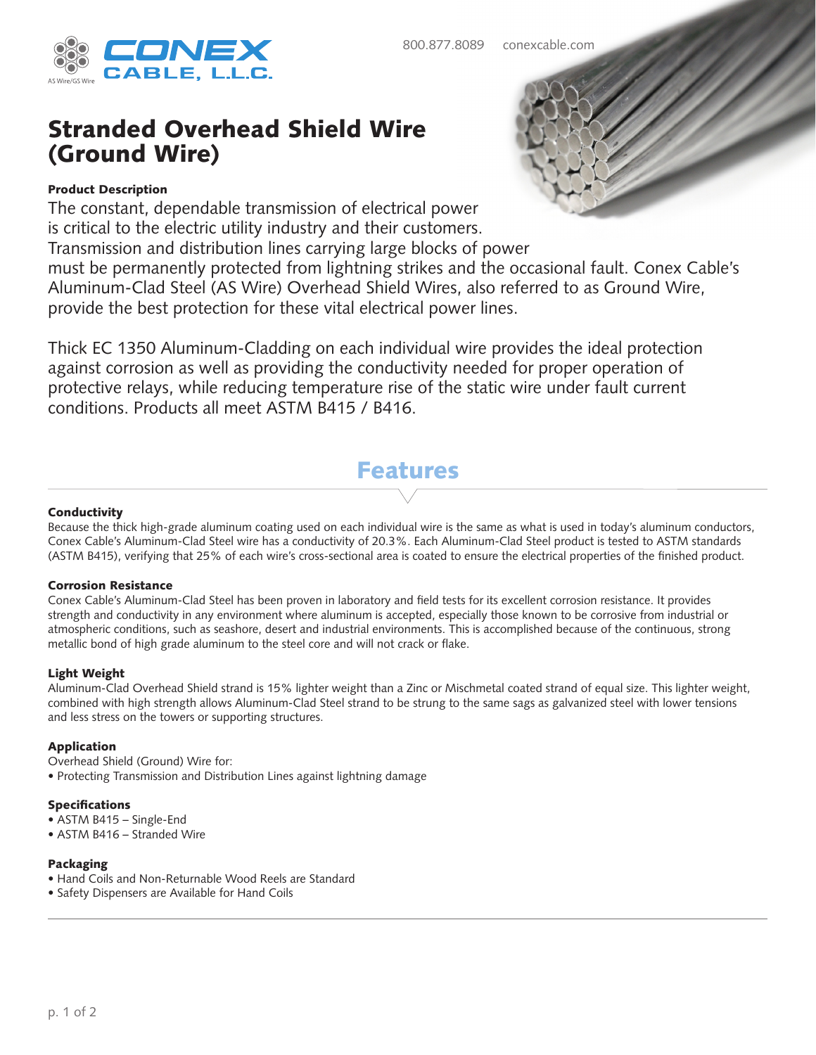800.877.8089 conexcable.com

# Stranded Overhead Shield Wire (Ground Wire)

### Product Description

The constant, dependable transmission of electrical power is critical to the electric utility industry and their customers. Transmission and distribution lines carrying large blocks of power must be permanently protected from lightning strikes and the occasional fault. Conex Cable's Aluminum-Clad Steel (AS Wire) Overhead Shield Wires, also referred to as Ground Wire, provide the best protection for these vital electrical power lines.

Thick EC 1350 Aluminum-Cladding on each individual wire provides the ideal protection against corrosion as well as providing the conductivity needed for proper operation of protective relays, while reducing temperature rise of the static wire under fault current conditions. Products all meet ASTM B415 / B416.

## Features

### Conductivity

Because the thick high-grade aluminum coating used on each individual wire is the same as what is used in today's aluminum conductors, Conex Cable's Aluminum-Clad Steel wire has a conductivity of 20.3%. Each Aluminum-Clad Steel product is tested to ASTM standards (ASTM B415), verifying that 25% of each wire's cross-sectional area is coated to ensure the electrical properties of the finished product.

### Corrosion Resistance

Conex Cable's Aluminum-Clad Steel has been proven in laboratory and field tests for its excellent corrosion resistance. It provides strength and conductivity in any environment where aluminum is accepted, especially those known to be corrosive from industrial or atmospheric conditions, such as seashore, desert and industrial environments. This is accomplished because of the continuous, strong metallic bond of high grade aluminum to the steel core and will not crack or flake.

### Light Weight

Aluminum-Clad Overhead Shield strand is 15% lighter weight than a Zinc or Mischmetal coated strand of equal size. This lighter weight, combined with high strength allows Aluminum-Clad Steel strand to be strung to the same sags as galvanized steel with lower tensions and less stress on the towers or supporting structures.

### Application

Overhead Shield (Ground) Wire for:

- Protecting Transmission and Distribution Lines against lightning damage

### Specifications

- ASTM B415 – Single-End
- ASTM B416 – Stranded Wire

### Packaging

- Hand Coils and Non-Returnable Wood Reels are Standard
- Safety Dispensers are Available for Hand Coils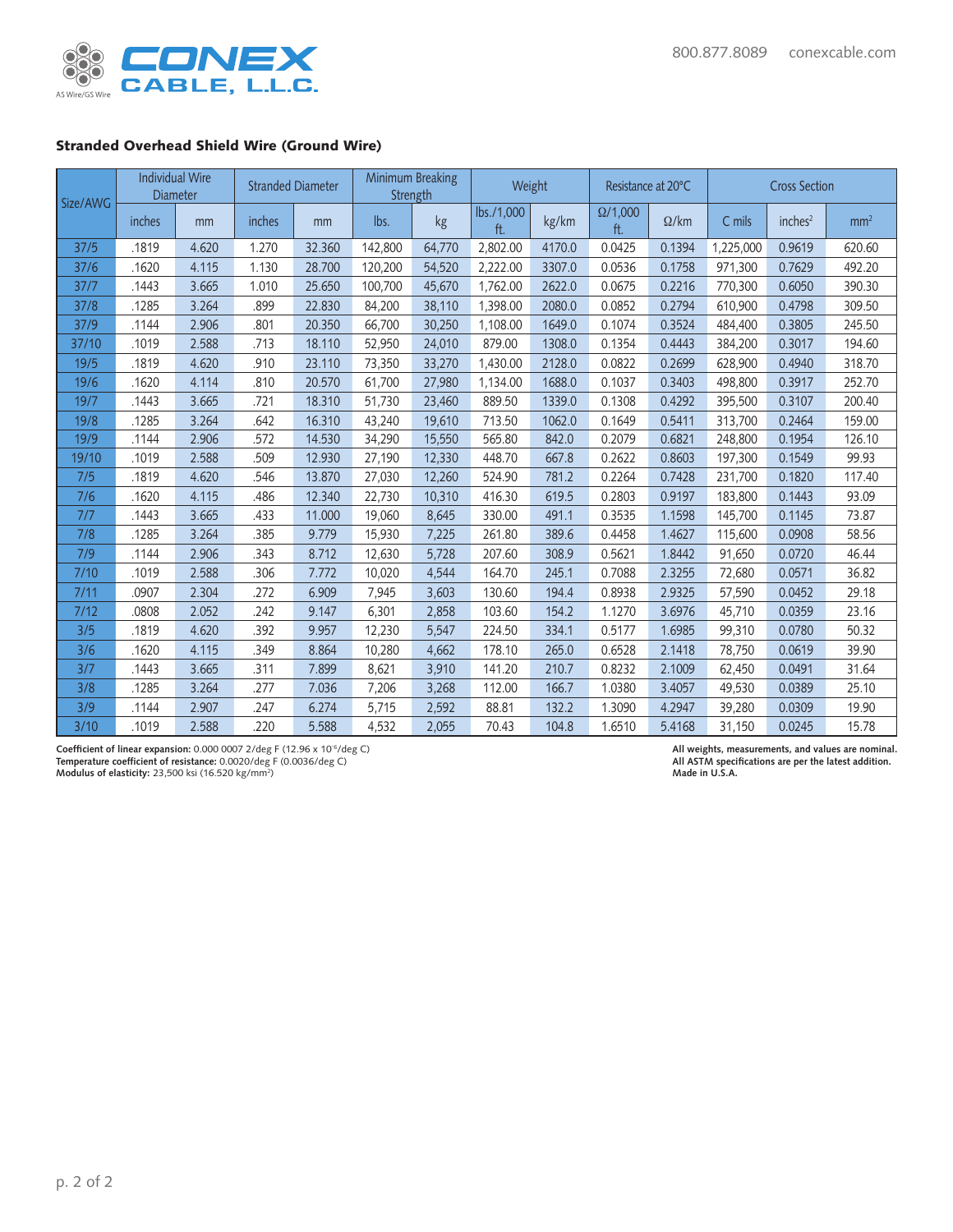### Stranded Overhead Shield Wire (Ground Wire)

| Size/AWG | Individual Wire Diameter | | Stranded Diameter | | Minimum Breaking Strength | | Weight | | Resistance at 20°C | | Cross Section | | |
|---|---|---|---|---|---|---|---|---|---|---|---|---|---|
| | inches | mm | inches | mm | lbs. | kg | lbs./1,000 ft. | kg/km | Ω/1,000 ft. | Ω/km | C mils | inches² | mm² |
| 37/5 | .1819 | 4.620 | 1.270 | 32.360 | 142,800 | 64,770 | 2,802.00 | 4170.0 | 0.0425 | 0.1394 | 1,225,000 | 0.9619 | 620.60 |
| 37/6 | .1620 | 4.115 | 1.130 | 28.700 | 120,200 | 54,520 | 2,222.00 | 3307.0 | 0.0536 | 0.1758 | 971,300 | 0.7629 | 492.20 |
| 37/7 | .1443 | 3.665 | 1.010 | 25.650 | 100,700 | 45,670 | 1,762.00 | 2622.0 | 0.0675 | 0.2216 | 770,300 | 0.6050 | 390.30 |
| 37/8 | .1285 | 3.264 | .899 | 22.830 | 84,200 | 38,110 | 1,398.00 | 2080.0 | 0.0852 | 0.2794 | 610,900 | 0.4798 | 309.50 |
| 37/9 | .1144 | 2.906 | .801 | 20.350 | 66,700 | 30,250 | 1,108.00 | 1649.0 | 0.1074 | 0.3524 | 484,400 | 0.3805 | 245.50 |
| 37/10 | .1019 | 2.588 | .713 | 18.110 | 52,950 | 24,010 | 879.00 | 1308.0 | 0.1354 | 0.4443 | 384,200 | 0.3017 | 194.60 |
| 19/5 | .1819 | 4.620 | .910 | 23.110 | 73,350 | 33,270 | 1,430.00 | 2128.0 | 0.0822 | 0.2699 | 628,900 | 0.4940 | 318.70 |
| 19/6 | .1620 | 4.114 | .810 | 20.570 | 61,700 | 27,980 | 1,134.00 | 1688.0 | 0.1037 | 0.3403 | 498,800 | 0.3917 | 252.70 |
| 19/7 | .1443 | 3.665 | .721 | 18.310 | 51,730 | 23,460 | 889.50 | 1339.0 | 0.1308 | 0.4292 | 395,500 | 0.3107 | 200.40 |
| 19/8 | .1285 | 3.264 | .642 | 16.310 | 43,240 | 19,610 | 713.50 | 1062.0 | 0.1649 | 0.5411 | 313,700 | 0.2464 | 159.00 |
| 19/9 | .1144 | 2.906 | .572 | 14.530 | 34,290 | 15,550 | 565.80 | 842.0 | 0.2079 | 0.6821 | 248,800 | 0.1954 | 126.10 |
| 19/10 | .1019 | 2.588 | .509 | 12.930 | 27,190 | 12,330 | 448.70 | 667.8 | 0.2622 | 0.8603 | 197,300 | 0.1549 | 99.93 |
| 7/5 | .1819 | 4.620 | .546 | 13.870 | 27,030 | 12,260 | 524.90 | 781.2 | 0.2264 | 0.7428 | 231,700 | 0.1820 | 117.40 |
| 7/6 | .1620 | 4.115 | .486 | 12.340 | 22,730 | 10,310 | 416.30 | 619.5 | 0.2803 | 0.9197 | 183,800 | 0.1443 | 93.09 |
| 7/7 | .1443 | 3.665 | .433 | 11.000 | 19,060 | 8,645 | 330.00 | 491.1 | 0.3535 | 1.1598 | 145,700 | 0.1145 | 73.87 |
| 7/8 | .1285 | 3.264 | .385 | 9.779 | 15,930 | 7,225 | 261.80 | 389.6 | 0.4458 | 1.4627 | 115,600 | 0.0908 | 58.56 |
| 7/9 | .1144 | 2.906 | .343 | 8.712 | 12,630 | 5,728 | 207.60 | 308.9 | 0.5621 | 1.8442 | 91,650 | 0.0720 | 46.44 |
| 7/10 | .1019 | 2.588 | .306 | 7.772 | 10,020 | 4,544 | 164.70 | 245.1 | 0.7088 | 2.3255 | 72,680 | 0.0571 | 36.82 |
| 7/11 | .0907 | 2.304 | .272 | 6.909 | 7,945 | 3,603 | 130.60 | 194.4 | 0.8938 | 2.9325 | 57,590 | 0.0452 | 29.18 |
| 7/12 | .0808 | 2.052 | .242 | 9.147 | 6,301 | 2,858 | 103.60 | 154.2 | 1.1270 | 3.6976 | 45,710 | 0.0359 | 23.16 |
| 3/5 | .1819 | 4.620 | .392 | 9.957 | 12,230 | 5,547 | 224.50 | 334.1 | 0.5177 | 1.6985 | 99,310 | 0.0780 | 50.32 |
| 3/6 | .1620 | 4.115 | .349 | 8.864 | 10,280 | 4,662 | 178.10 | 265.0 | 0.6528 | 2.1418 | 78,750 | 0.0619 | 39.90 |
| 3/7 | .1443 | 3.665 | .311 | 7.899 | 8,621 | 3,910 | 141.20 | 210.7 | 0.8232 | 2.1009 | 62,450 | 0.0491 | 31.64 |
| 3/8 | .1285 | 3.264 | .277 | 7.036 | 7,206 | 3,268 | 112.00 | 166.7 | 1.0380 | 3.4057 | 49,530 | 0.0389 | 25.10 |
| 3/9 | .1144 | 2.907 | .247 | 6.274 | 5,715 | 2,592 | 88.81 | 132.2 | 1.3090 | 4.2947 | 39,280 | 0.0309 | 19.90 |
| 3/10 | .1019 | 2.588 | .220 | 5.588 | 4,532 | 2,055 | 70.43 | 104.8 | 1.6510 | 5.4168 | 31,150 | 0.0245 | 15.78 |

**Coefficient of linear expansion:** 0.000 0007 2/deg F ($12.96 \times 10^{-6}$/deg C)
**Temperature coefficient of resistance:** 0.0020/deg F (0.0036/deg C)
**Modulus of elasticity:** 23,500 ksi (16.520 kg/mm²)

**All weights, measurements, and values are nominal.**
**All ASTM specifications are per the latest addition.**
**Made in U.S.A.**